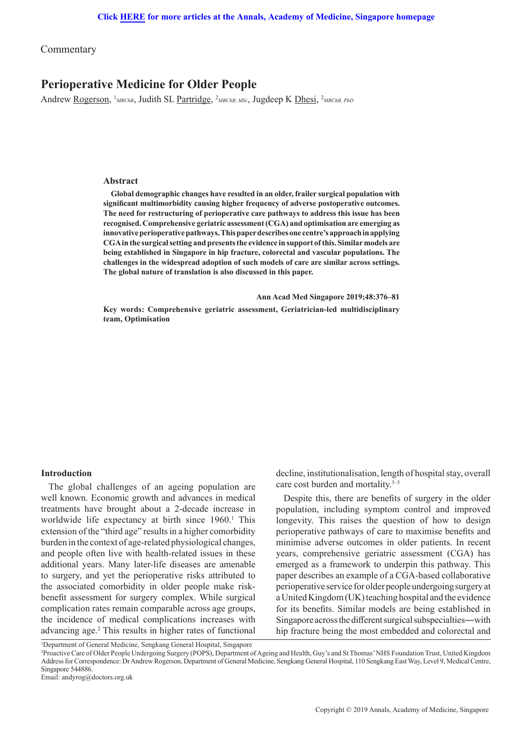Commentary

# Perioperative Medicine for Older People

Andrew Rogerson, [1] *MBChB*, Judith SL Partridge, [2] *MBChB, MSc*, Jugdeep K Dhesi, [2] *MBChB, PhD*

### Abstract

**Global demographic changes have resulted in an older, frailer surgical population with significant multimorbidity causing higher frequency of adverse postoperative outcomes. The need for restructuring of perioperative care pathways to address this issue has been recognised. Comprehensive geriatric assessment (CGA) and optimisation are emerging as innovative perioperative pathways. This paper describes one centre's approach in applying CGA in the surgical setting and presents the evidence in support of this. Similar models are being established in Singapore in hip fracture, colorectal and vascular populations. The challenges in the widespread adoption of such models of care are similar across settings. The global nature of translation is also discussed in this paper.**

**Ann Acad Med Singapore 2019;48:376–81**

**Key words: Comprehensive geriatric assessment, Geriatrician-led multidisciplinary team, Optimisation**

## Introduction

The global challenges of an ageing population are well known. Economic growth and advances in medical treatments have brought about a 2-decade increase in worldwide life expectancy at birth since 1960.[1] This extension of the "third age" results in a higher comorbidity burden in the context of age-related physiological changes, and people often live with health-related issues in these additional years. Many later-life diseases are amenable to surgery, and yet the perioperative risks attributed to the associated comorbidity in older people make risk-benefit assessment for surgery complex. While surgical complication rates remain comparable across age groups, the incidence of medical complications increases with advancing age.[2] This results in higher rates of functional decline, institutionalisation, length of hospital stay, overall care cost burden and mortality.[3–5]

Despite this, there are benefits of surgery in the older population, including symptom control and improved longevity. This raises the question of how to design perioperative pathways of care to maximise benefits and minimise adverse outcomes in older patients. In recent years, comprehensive geriatric assessment (CGA) has emerged as a framework to underpin this pathway. This paper describes an example of a CGA-based collaborative perioperative service for older people undergoing surgery at a United Kingdom (UK) teaching hospital and the evidence for its benefits. Similar models are being established in Singapore across the different surgical subspecialties—with hip fracture being the most embedded and colorectal and

[1] Department of General Medicine, Sengkang General Hospital, Singapore
[2] Proactive Care of Older People Undergoing Surgery (POPS), Department of Ageing and Health, Guy's and St Thomas' NHS Foundation Trust, United Kingdom
Address for Correspondence: Dr Andrew Rogerson, Department of General Medicine, Sengkang General Hospital, 110 Sengkang East Way, Level 9, Medical Centre, Singapore 544886.
Email: andyrog@doctors.org.uk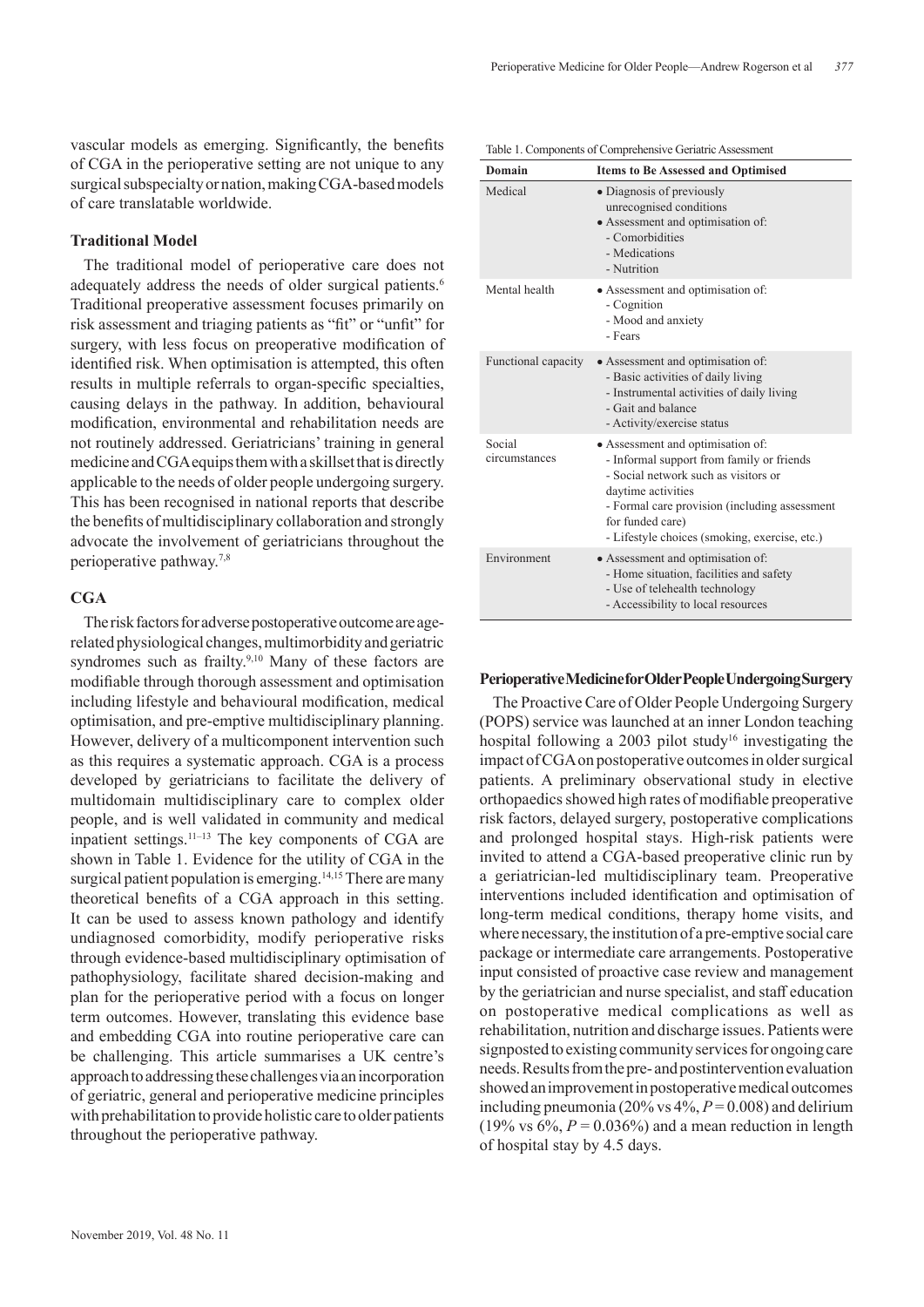vascular models as emerging. Significantly, the benefits of CGA in the perioperative setting are not unique to any surgical subspecialty or nation, making CGA-based models of care translatable worldwide.

### Traditional Model

The traditional model of perioperative care does not adequately address the needs of older surgical patients.[6] Traditional preoperative assessment focuses primarily on risk assessment and triaging patients as "fit" or "unfit" for surgery, with less focus on preoperative modification of identified risk. When optimisation is attempted, this often results in multiple referrals to organ-specific specialties, causing delays in the pathway. In addition, behavioural modification, environmental and rehabilitation needs are not routinely addressed. Geriatricians' training in general medicine and CGA equips them with a skillset that is directly applicable to the needs of older people undergoing surgery. This has been recognised in national reports that describe the benefits of multidisciplinary collaboration and strongly advocate the involvement of geriatricians throughout the perioperative pathway.[7,8]

### CGA

The risk factors for adverse postoperative outcome are age-related physiological changes, multimorbidity and geriatric syndromes such as frailty.[9,10] Many of these factors are modifiable through thorough assessment and optimisation including lifestyle and behavioural modification, medical optimisation, and pre-emptive multidisciplinary planning. However, delivery of a multicomponent intervention such as this requires a systematic approach. CGA is a process developed by geriatricians to facilitate the delivery of multidomain multidisciplinary care to complex older people, and is well validated in community and medical inpatient settings.[11–13] The key components of CGA are shown in Table 1. Evidence for the utility of CGA in the surgical patient population is emerging.[14,15] There are many theoretical benefits of a CGA approach in this setting. It can be used to assess known pathology and identify undiagnosed comorbidity, modify perioperative risks through evidence-based multidisciplinary optimisation of pathophysiology, facilitate shared decision-making and plan for the perioperative period with a focus on longer term outcomes. However, translating this evidence base and embedding CGA into routine perioperative care can be challenging. This article summarises a UK centre's approach to addressing these challenges via an incorporation of geriatric, general and perioperative medicine principles with prehabilitation to provide holistic care to older patients throughout the perioperative pathway.

Table 1. Components of Comprehensive Geriatric Assessment

| Domain | Items to Be Assessed and Optimised |
|---|---|
| Medical | • Diagnosis of previously unrecognised conditions<br>• Assessment and optimisation of:<br>- Comorbidities<br>- Medications<br>- Nutrition |
| Mental health | • Assessment and optimisation of:<br>- Cognition<br>- Mood and anxiety<br>- Fears |
| Functional capacity | • Assessment and optimisation of:<br>- Basic activities of daily living<br>- Instrumental activities of daily living<br>- Gait and balance<br>- Activity/exercise status |
| Social circumstances | • Assessment and optimisation of:<br>- Informal support from family or friends<br>- Social network such as visitors or daytime activities<br>- Formal care provision (including assessment for funded care)<br>- Lifestyle choices (smoking, exercise, etc.) |
| Environment | • Assessment and optimisation of:<br>- Home situation, facilities and safety<br>- Use of telehealth technology<br>- Accessibility to local resources |

### Perioperative Medicine for Older People Undergoing Surgery

The Proactive Care of Older People Undergoing Surgery (POPS) service was launched at an inner London teaching hospital following a 2003 pilot study[16] investigating the impact of CGA on postoperative outcomes in older surgical patients. A preliminary observational study in elective orthopaedics showed high rates of modifiable preoperative risk factors, delayed surgery, postoperative complications and prolonged hospital stays. High-risk patients were invited to attend a CGA-based preoperative clinic run by a geriatrician-led multidisciplinary team. Preoperative interventions included identification and optimisation of long-term medical conditions, therapy home visits, and where necessary, the institution of a pre-emptive social care package or intermediate care arrangements. Postoperative input consisted of proactive case review and management by the geriatrician and nurse specialist, and staff education on postoperative medical complications as well as rehabilitation, nutrition and discharge issues. Patients were signposted to existing community services for ongoing care needs. Results from the pre- and postintervention evaluation showed an improvement in postoperative medical outcomes including pneumonia (20% vs 4%, $P = 0.008$) and delirium (19% vs 6%, $P = 0.036\%$) and a mean reduction in length of hospital stay by 4.5 days.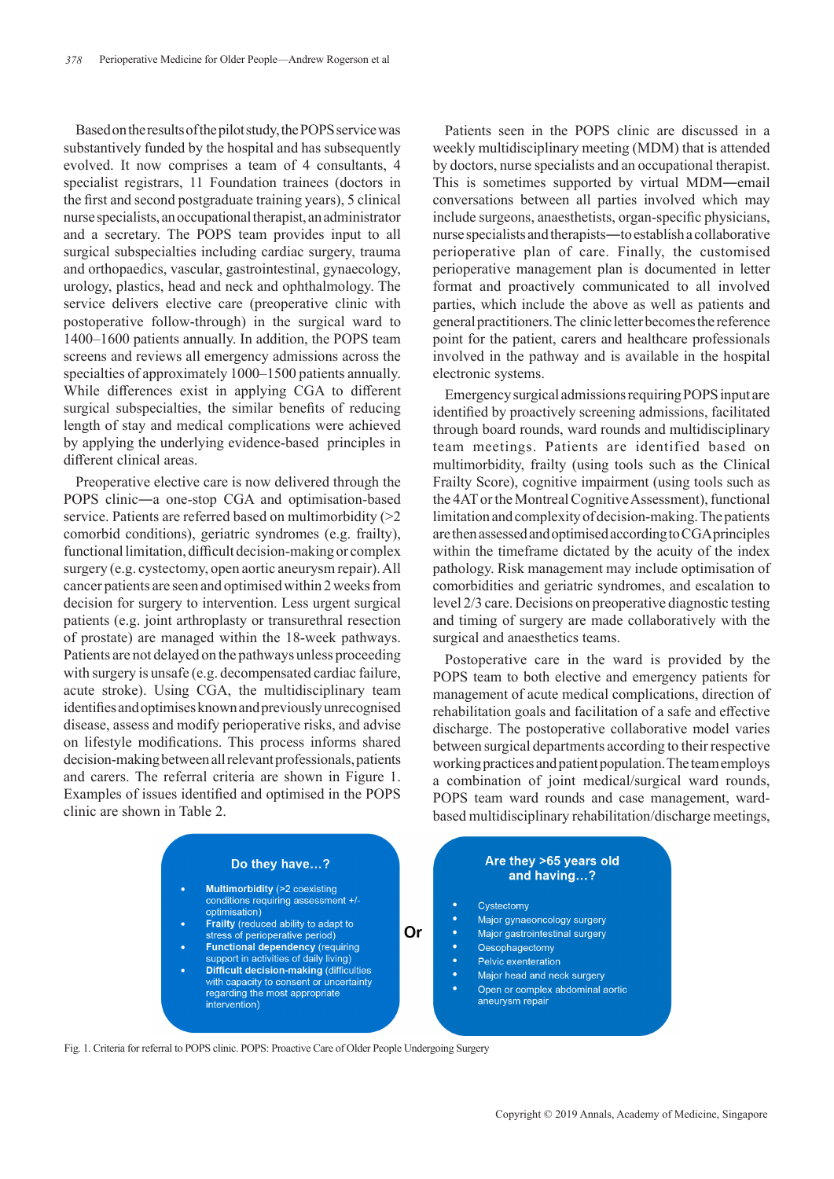Based on the results of the pilot study, the POPS service was substantively funded by the hospital and has subsequently evolved. It now comprises a team of 4 consultants, 4 specialist registrars, 11 Foundation trainees (doctors in the first and second postgraduate training years), 5 clinical nurse specialists, an occupational therapist, an administrator and a secretary. The POPS team provides input to all surgical subspecialties including cardiac surgery, trauma and orthopaedics, vascular, gastrointestinal, gynaecology, urology, plastics, head and neck and ophthalmology. The service delivers elective care (preoperative clinic with postoperative follow-through) in the surgical ward to 1400–1600 patients annually. In addition, the POPS team screens and reviews all emergency admissions across the specialties of approximately 1000–1500 patients annually. While differences exist in applying CGA to different surgical subspecialties, the similar benefits of reducing length of stay and medical complications were achieved by applying the underlying evidence-based principles in different clinical areas.

Preoperative elective care is now delivered through the POPS clinic—a one-stop CGA and optimisation-based service. Patients are referred based on multimorbidity (>2 comorbid conditions), geriatric syndromes (e.g. frailty), functional limitation, difficult decision-making or complex surgery (e.g. cystectomy, open aortic aneurysm repair). All cancer patients are seen and optimised within 2 weeks from decision for surgery to intervention. Less urgent surgical patients (e.g. joint arthroplasty or transurethral resection of prostate) are managed within the 18-week pathways. Patients are not delayed on the pathways unless proceeding with surgery is unsafe (e.g. decompensated cardiac failure, acute stroke). Using CGA, the multidisciplinary team identifies and optimises known and previously unrecognised disease, assess and modify perioperative risks, and advise on lifestyle modifications. This process informs shared decision-making between all relevant professionals, patients and carers. The referral criteria are shown in Figure 1. Examples of issues identified and optimised in the POPS clinic are shown in Table 2.

Patients seen in the POPS clinic are discussed in a weekly multidisciplinary meeting (MDM) that is attended by doctors, nurse specialists and an occupational therapist. This is sometimes supported by virtual MDM—email conversations between all parties involved which may include surgeons, anaesthetists, organ-specific physicians, nurse specialists and therapists—to establish a collaborative perioperative plan of care. Finally, the customised perioperative management plan is documented in letter format and proactively communicated to all involved parties, which include the above as well as patients and general practitioners. The clinic letter becomes the reference point for the patient, carers and healthcare professionals involved in the pathway and is available in the hospital electronic systems.

Emergency surgical admissions requiring POPS input are identified by proactively screening admissions, facilitated through board rounds, ward rounds and multidisciplinary team meetings. Patients are identified based on multimorbidity, frailty (using tools such as the Clinical Frailty Score), cognitive impairment (using tools such as the 4AT or the Montreal Cognitive Assessment), functional limitation and complexity of decision-making. The patients are then assessed and optimised according to CGA principles within the timeframe dictated by the acuity of the index pathology. Risk management may include optimisation of comorbidities and geriatric syndromes, and escalation to level 2/3 care. Decisions on preoperative diagnostic testing and timing of surgery are made collaboratively with the surgical and anaesthetics teams.

Postoperative care in the ward is provided by the POPS team to both elective and emergency patients for management of acute medical complications, direction of rehabilitation goals and facilitation of a safe and effective discharge. The postoperative collaborative model varies between surgical departments according to their respective working practices and patient population. The team employs a combination of joint medical/surgical ward rounds, POPS team ward rounds and case management, ward-based multidisciplinary rehabilitation/discharge meetings,

**Do they have…?**

- **Multimorbidity** (>2 coexisting conditions requiring assessment +/- optimisation)
- **Frailty** (reduced ability to adapt to stress of perioperative period)
- **Functional dependency** (requiring support in activities of daily living)
- **Difficult decision-making** (difficulties with capacity to consent or uncertainty regarding the most appropriate intervention)

**Or**

**Are they >65 years old and having…?**

- Cystectomy
- Major gynaeoncology surgery
- Major gastrointestinal surgery
- Oesophagectomy
- Pelvic exenteration
- Major head and neck surgery
- Open or complex abdominal aortic aneurysm repair

Fig. 1. Criteria for referral to POPS clinic. POPS: Proactive Care of Older People Undergoing Surgery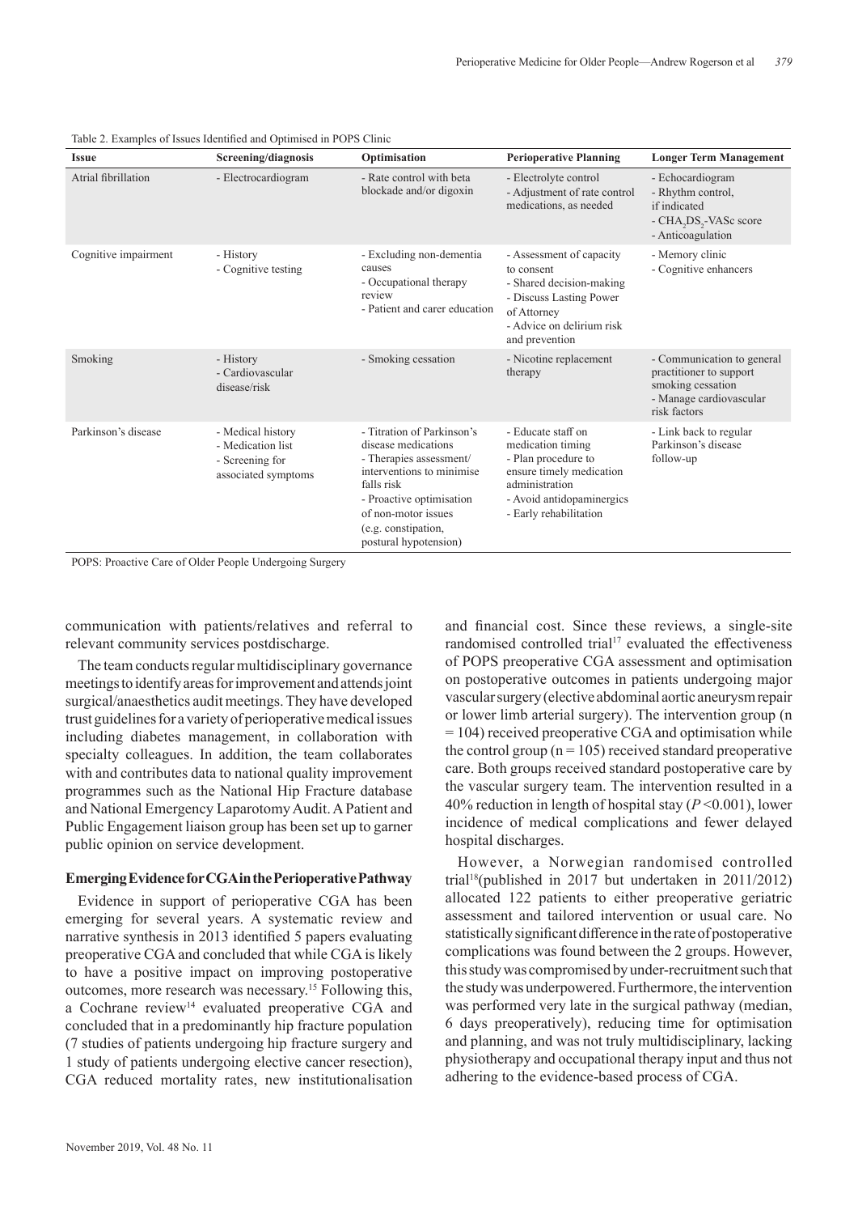Table 2. Examples of Issues Identified and Optimised in POPS Clinic

| Issue | Screening/diagnosis | Optimisation | Perioperative Planning | Longer Term Management |
|---|---|---|---|---|
| Atrial fibrillation | - Electrocardiogram | - Rate control with beta blockade and/or digoxin | - Electrolyte control<br>- Adjustment of rate control medications, as needed | - Echocardiogram<br>- Rhythm control, if indicated<br>- $CHA_2DS_2$-VASc score<br>- Anticoagulation |
| Cognitive impairment | - History<br>- Cognitive testing | - Excluding non-dementia causes<br>- Occupational therapy review<br>- Patient and carer education | - Assessment of capacity to consent<br>- Shared decision-making<br>- Discuss Lasting Power of Attorney<br>- Advice on delirium risk and prevention | - Memory clinic<br>- Cognitive enhancers |
| Smoking | - History<br>- Cardiovascular disease/risk | - Smoking cessation | - Nicotine replacement therapy | - Communication to general practitioner to support smoking cessation<br>- Manage cardiovascular risk factors |
| Parkinson's disease | - Medical history<br>- Medication list<br>- Screening for associated symptoms | - Titration of Parkinson's disease medications<br>- Therapies assessment/ interventions to minimise falls risk<br>- Proactive optimisation of non-motor issues (e.g. constipation, postural hypotension) | - Educate staff on medication timing<br>- Plan procedure to ensure timely medication administration<br>- Avoid antidopaminergics<br>- Early rehabilitation | - Link back to regular Parkinson's disease follow-up |

POPS: Proactive Care of Older People Undergoing Surgery

communication with patients/relatives and referral to relevant community services postdischarge.

The team conducts regular multidisciplinary governance meetings to identify areas for improvement and attends joint surgical/anaesthetics audit meetings. They have developed trust guidelines for a variety of perioperative medical issues including diabetes management, in collaboration with specialty colleagues. In addition, the team collaborates with and contributes data to national quality improvement programmes such as the National Hip Fracture database and National Emergency Laparotomy Audit. A Patient and Public Engagement liaison group has been set up to garner public opinion on service development.

### Emerging Evidence for CGA in the Perioperative Pathway

Evidence in support of perioperative CGA has been emerging for several years. A systematic review and narrative synthesis in 2013 identified 5 papers evaluating preoperative CGA and concluded that while CGA is likely to have a positive impact on improving postoperative outcomes, more research was necessary.[15] Following this, a Cochrane review[14] evaluated preoperative CGA and concluded that in a predominantly hip fracture population (7 studies of patients undergoing hip fracture surgery and 1 study of patients undergoing elective cancer resection), CGA reduced mortality rates, new institutionalisation and financial cost. Since these reviews, a single-site randomised controlled trial[17] evaluated the effectiveness of POPS preoperative CGA assessment and optimisation on postoperative outcomes in patients undergoing major vascular surgery (elective abdominal aortic aneurysm repair or lower limb arterial surgery). The intervention group (n = 104) received preoperative CGA and optimisation while the control group (n = 105) received standard preoperative care. Both groups received standard postoperative care by the vascular surgery team. The intervention resulted in a 40% reduction in length of hospital stay ($P$ <0.001), lower incidence of medical complications and fewer delayed hospital discharges.

However, a Norwegian randomised controlled trial[18](published in 2017 but undertaken in 2011/2012) allocated 122 patients to either preoperative geriatric assessment and tailored intervention or usual care. No statistically significant difference in the rate of postoperative complications was found between the 2 groups. However, this study was compromised by under-recruitment such that the study was underpowered. Furthermore, the intervention was performed very late in the surgical pathway (median, 6 days preoperatively), reducing time for optimisation and planning, and was not truly multidisciplinary, lacking physiotherapy and occupational therapy input and thus not adhering to the evidence-based process of CGA.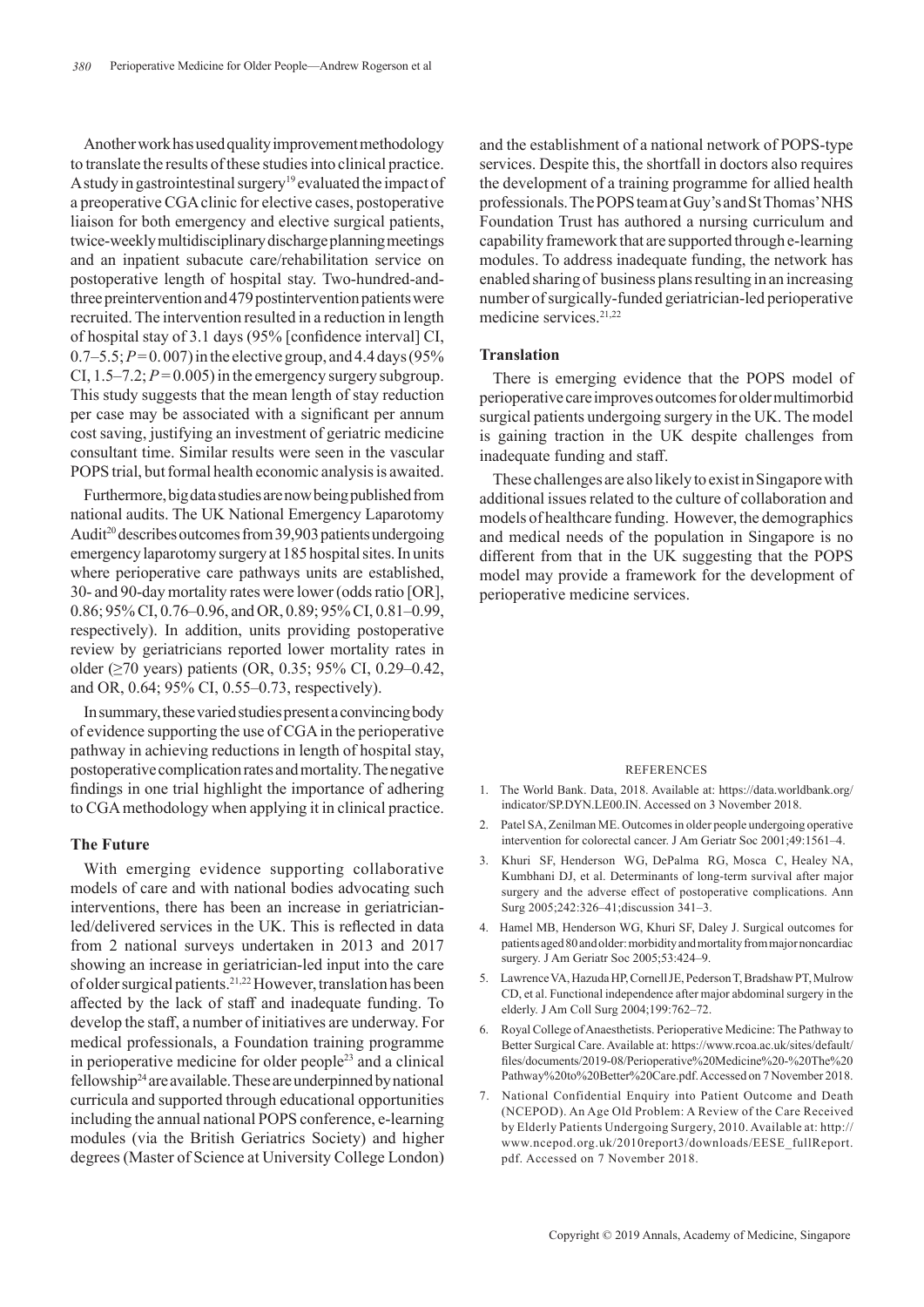Another work has used quality improvement methodology to translate the results of these studies into clinical practice. A study in gastrointestinal surgery[19] evaluated the impact of a preoperative CGA clinic for elective cases, postoperative liaison for both emergency and elective surgical patients, twice-weekly multidisciplinary discharge planning meetings and an inpatient subacute care/rehabilitation service on postoperative length of hospital stay. Two-hundred-and-three preintervention and 479 postintervention patients were recruited. The intervention resulted in a reduction in length of hospital stay of 3.1 days (95% [confidence interval] CI, 0.7–5.5; $P = 0.007$) in the elective group, and 4.4 days (95% CI, 1.5–7.2; $P = 0.005$) in the emergency surgery subgroup. This study suggests that the mean length of stay reduction per case may be associated with a significant per annum cost saving, justifying an investment of geriatric medicine consultant time. Similar results were seen in the vascular POPS trial, but formal health economic analysis is awaited.

Furthermore, big data studies are now being published from national audits. The UK National Emergency Laparotomy Audit[20] describes outcomes from 39,903 patients undergoing emergency laparotomy surgery at 185 hospital sites. In units where perioperative care pathways units are established, 30- and 90-day mortality rates were lower (odds ratio [OR], 0.86; 95% CI, 0.76–0.96, and OR, 0.89; 95% CI, 0.81–0.99, respectively). In addition, units providing postoperative review by geriatricians reported lower mortality rates in older (≥70 years) patients (OR, 0.35; 95% CI, 0.29–0.42, and OR, 0.64; 95% CI, 0.55–0.73, respectively).

In summary, these varied studies present a convincing body of evidence supporting the use of CGA in the perioperative pathway in achieving reductions in length of hospital stay, postoperative complication rates and mortality. The negative findings in one trial highlight the importance of adhering to CGA methodology when applying it in clinical practice.

### The Future

With emerging evidence supporting collaborative models of care and with national bodies advocating such interventions, there has been an increase in geriatrician-led/delivered services in the UK. This is reflected in data from 2 national surveys undertaken in 2013 and 2017 showing an increase in geriatrician-led input into the care of older surgical patients.[21,22] However, translation has been affected by the lack of staff and inadequate funding. To develop the staff, a number of initiatives are underway. For medical professionals, a Foundation training programme in perioperative medicine for older people[23] and a clinical fellowship[24] are available. These are underpinned by national curricula and supported through educational opportunities including the annual national POPS conference, e-learning modules (via the British Geriatrics Society) and higher degrees (Master of Science at University College London) and the establishment of a national network of POPS-type services. Despite this, the shortfall in doctors also requires the development of a training programme for allied health professionals. The POPS team at Guy's and St Thomas' NHS Foundation Trust has authored a nursing curriculum and capability framework that are supported through e-learning modules. To address inadequate funding, the network has enabled sharing of business plans resulting in an increasing number of surgically-funded geriatrician-led perioperative medicine services.[21,22]

### Translation

There is emerging evidence that the POPS model of perioperative care improves outcomes for older multimorbid surgical patients undergoing surgery in the UK. The model is gaining traction in the UK despite challenges from inadequate funding and staff.

These challenges are also likely to exist in Singapore with additional issues related to the culture of collaboration and models of healthcare funding. However, the demographics and medical needs of the population in Singapore is no different from that in the UK suggesting that the POPS model may provide a framework for the development of perioperative medicine services.

#### REFERENCES

1. The World Bank. Data, 2018. Available at: https://data.worldbank.org/indicator/SP.DYN.LE00.IN. Accessed on 3 November 2018.
2. Patel SA, Zenilman ME. Outcomes in older people undergoing operative intervention for colorectal cancer. J Am Geriatr Soc 2001;49:1561–4.
3. Khuri SF, Henderson WG, DePalma RG, Mosca C, Healey NA, Kumbhani DJ, et al. Determinants of long-term survival after major surgery and the adverse effect of postoperative complications. Ann Surg 2005;242:326–41;discussion 341–3.
4. Hamel MB, Henderson WG, Khuri SF, Daley J. Surgical outcomes for patients aged 80 and older: morbidity and mortality from major noncardiac surgery. J Am Geriatr Soc 2005;53:424–9.
5. Lawrence VA, Hazuda HP, Cornell JE, Pederson T, Bradshaw PT, Mulrow CD, et al. Functional independence after major abdominal surgery in the elderly. J Am Coll Surg 2004;199:762–72.
6. Royal College of Anaesthetists. Perioperative Medicine: The Pathway to Better Surgical Care. Available at: https://www.rcoa.ac.uk/sites/default/files/documents/2019-08/Perioperative%20Medicine%20-%20The%20Pathway%20to%20Better%20Care.pdf. Accessed on 7 November 2018.
7. National Confidential Enquiry into Patient Outcome and Death (NCEPOD). An Age Old Problem: A Review of the Care Received by Elderly Patients Undergoing Surgery, 2010. Available at: http://www.ncepod.org.uk/2010report3/downloads/EESE_fullReport.pdf. Accessed on 7 November 2018.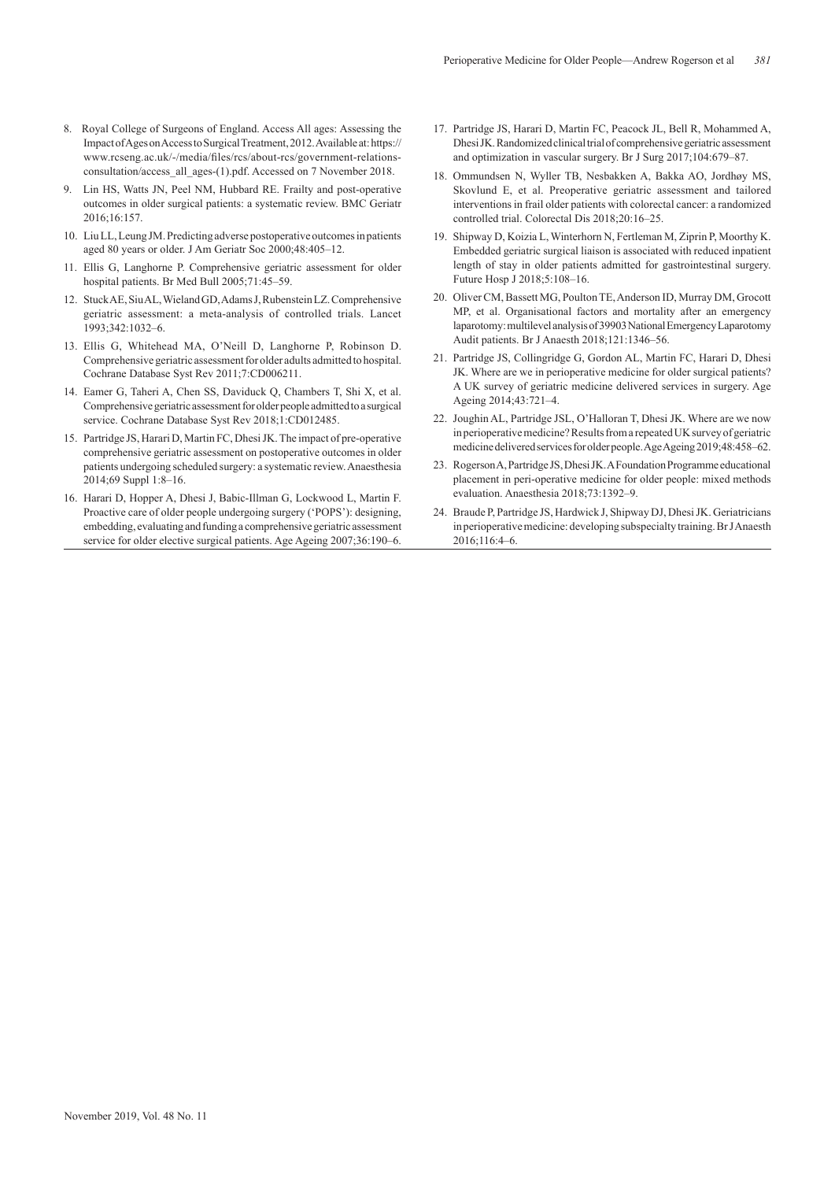8. Royal College of Surgeons of England. Access All ages: Assessing the Impact of Ages on Access to Surgical Treatment, 2012. Available at: https://www.rcseng.ac.uk/-/media/files/rcs/about-rcs/government-relations-consultation/access_all_ages-(1).pdf. Accessed on 7 November 2018.
9. Lin HS, Watts JN, Peel NM, Hubbard RE. Frailty and post-operative outcomes in older surgical patients: a systematic review. BMC Geriatr 2016;16:157.
10. Liu LL, Leung JM. Predicting adverse postoperative outcomes in patients aged 80 years or older. J Am Geriatr Soc 2000;48:405–12.
11. Ellis G, Langhorne P. Comprehensive geriatric assessment for older hospital patients. Br Med Bull 2005;71:45–59.
12. Stuck AE, Siu AL, Wieland GD, Adams J, Rubenstein LZ. Comprehensive geriatric assessment: a meta-analysis of controlled trials. Lancet 1993;342:1032–6.
13. Ellis G, Whitehead MA, O'Neill D, Langhorne P, Robinson D. Comprehensive geriatric assessment for older adults admitted to hospital. Cochrane Database Syst Rev 2011;7:CD006211.
14. Eamer G, Taheri A, Chen SS, Daviduck Q, Chambers T, Shi X, et al. Comprehensive geriatric assessment for older people admitted to a surgical service. Cochrane Database Syst Rev 2018;1:CD012485.
15. Partridge JS, Harari D, Martin FC, Dhesi JK. The impact of pre-operative comprehensive geriatric assessment on postoperative outcomes in older patients undergoing scheduled surgery: a systematic review. Anaesthesia 2014;69 Suppl 1:8–16.
16. Harari D, Hopper A, Dhesi J, Babic-Illman G, Lockwood L, Martin F. Proactive care of older people undergoing surgery ('POPS'): designing, embedding, evaluating and funding a comprehensive geriatric assessment service for older elective surgical patients. Age Ageing 2007;36:190–6.
17. Partridge JS, Harari D, Martin FC, Peacock JL, Bell R, Mohammed A, Dhesi JK. Randomized clinical trial of comprehensive geriatric assessment and optimization in vascular surgery. Br J Surg 2017;104:679–87.
18. Ommundsen N, Wyller TB, Nesbakken A, Bakka AO, Jordhøy MS, Skovlund E, et al. Preoperative geriatric assessment and tailored interventions in frail older patients with colorectal cancer: a randomized controlled trial. Colorectal Dis 2018;20:16–25.
19. Shipway D, Koizia L, Winterhorn N, Fertleman M, Ziprin P, Moorthy K. Embedded geriatric surgical liaison is associated with reduced inpatient length of stay in older patients admitted for gastrointestinal surgery. Future Hosp J 2018;5:108–16.
20. Oliver CM, Bassett MG, Poulton TE, Anderson ID, Murray DM, Grocott MP, et al. Organisational factors and mortality after an emergency laparotomy: multilevel analysis of 39903 National Emergency Laparotomy Audit patients. Br J Anaesth 2018;121:1346–56.
21. Partridge JS, Collingridge G, Gordon AL, Martin FC, Harari D, Dhesi JK. Where are we in perioperative medicine for older surgical patients? A UK survey of geriatric medicine delivered services in surgery. Age Ageing 2014;43:721–4.
22. Joughin AL, Partridge JSL, O'Halloran T, Dhesi JK. Where are we now in perioperative medicine? Results from a repeated UK survey of geriatric medicine delivered services for older people. Age Ageing 2019;48:458–62.
23. Rogerson A, Partridge JS, Dhesi JK. A Foundation Programme educational placement in peri-operative medicine for older people: mixed methods evaluation. Anaesthesia 2018;73:1392–9.
24. Braude P, Partridge JS, Hardwick J, Shipway DJ, Dhesi JK. Geriatricians in perioperative medicine: developing subspecialty training. Br J Anaesth 2016;116:4–6.